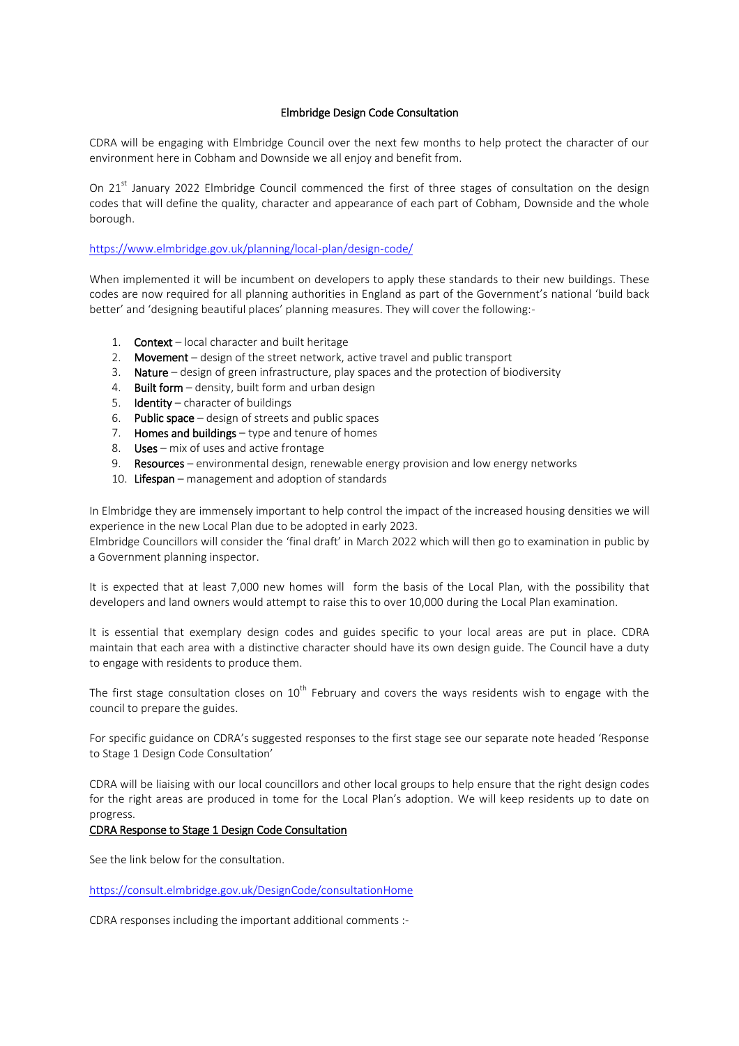# Elmbridge Design Code Consultation

CDRA will be engaging with Elmbridge Council over the next few months to help protect the character of our environment here in Cobham and Downside we all enjoy and benefit from.

On 21st January 2022 Elmbridge Council commenced the first of three stages of consultation on the design codes that will define the quality, character and appearance of each part of Cobham, Downside and the whole borough.

https://www.elmbridge.gov.uk/planning/local-plan/design-code/

When implemented it will be incumbent on developers to apply these standards to their new buildings. These codes are now required for all planning authorities in England as part of the Government's national 'build back better' and 'designing beautiful places' planning measures. They will cover the following:-

1. **Context** – local character and built heritage
2. **Movement** – design of the street network, active travel and public transport
3. **Nature** – design of green infrastructure, play spaces and the protection of biodiversity
4. **Built form** – density, built form and urban design
5. **Identity** – character of buildings
6. **Public space** – design of streets and public spaces
7. **Homes and buildings** – type and tenure of homes
8. **Uses** – mix of uses and active frontage
9. **Resources** – environmental design, renewable energy provision and low energy networks
10. **Lifespan** – management and adoption of standards

In Elmbridge they are immensely important to help control the impact of the increased housing densities we will experience in the new Local Plan due to be adopted in early 2023.
Elmbridge Councillors will consider the 'final draft' in March 2022 which will then go to examination in public by a Government planning inspector.

It is expected that at least 7,000 new homes will form the basis of the Local Plan, with the possibility that developers and land owners would attempt to raise this to over 10,000 during the Local Plan examination.

It is essential that exemplary design codes and guides specific to your local areas are put in place. CDRA maintain that each area with a distinctive character should have its own design guide. The Council have a duty to engage with residents to produce them.

The first stage consultation closes on 10th February and covers the ways residents wish to engage with the council to prepare the guides.

For specific guidance on CDRA's suggested responses to the first stage see our separate note headed 'Response to Stage 1 Design Code Consultation'

CDRA will be liaising with our local councillors and other local groups to help ensure that the right design codes for the right areas are produced in tome for the Local Plan's adoption. We will keep residents up to date on progress.

## CDRA Response to Stage 1 Design Code Consultation

See the link below for the consultation.

https://consult.elmbridge.gov.uk/DesignCode/consultationHome

CDRA responses including the important additional comments :-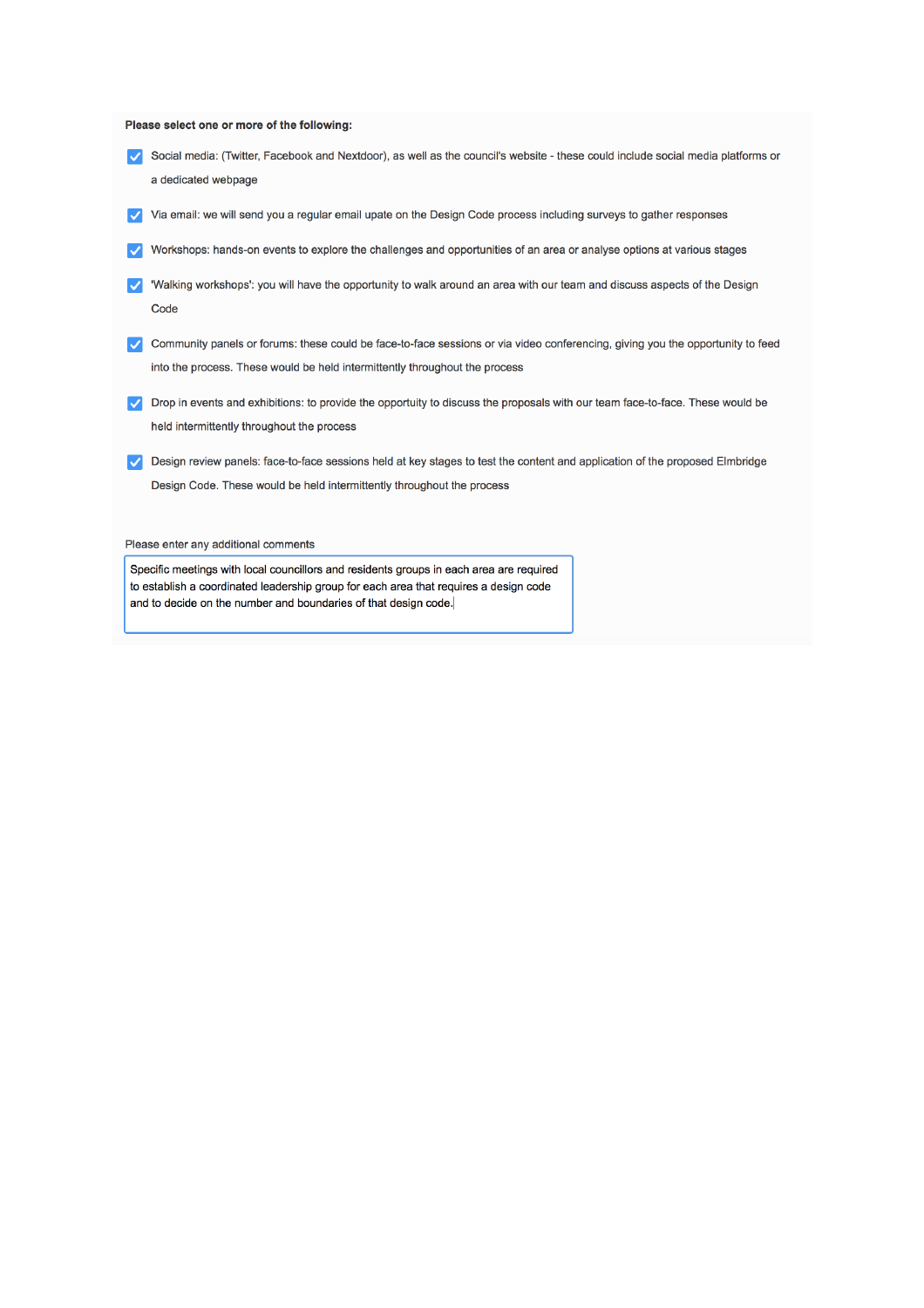**Please select one or more of the following:**

- [x] Social media: (Twitter, Facebook and Nextdoor), as well as the council's website - these could include social media platforms or a dedicated webpage
- [x] Via email: we will send you a regular email upate on the Design Code process including surveys to gather responses
- [x] Workshops: hands-on events to explore the challenges and opportunities of an area or analyse options at various stages
- [x] 'Walking workshops': you will have the opportunity to walk around an area with our team and discuss aspects of the Design Code
- [x] Community panels or forums: these could be face-to-face sessions or via video conferencing, giving you the opportunity to feed into the process. These would be held intermittently throughout the process
- [x] Drop in events and exhibitions: to provide the opportuity to discuss the proposals with our team face-to-face. These would be held intermittently throughout the process
- [x] Design review panels: face-to-face sessions held at key stages to test the content and application of the proposed Elmbridge Design Code. These would be held intermittently throughout the process

Please enter any additional comments

Specific meetings with local councillors and residents groups in each area are required to establish a coordinated leadership group for each area that requires a design code and to decide on the number and boundaries of that design code.